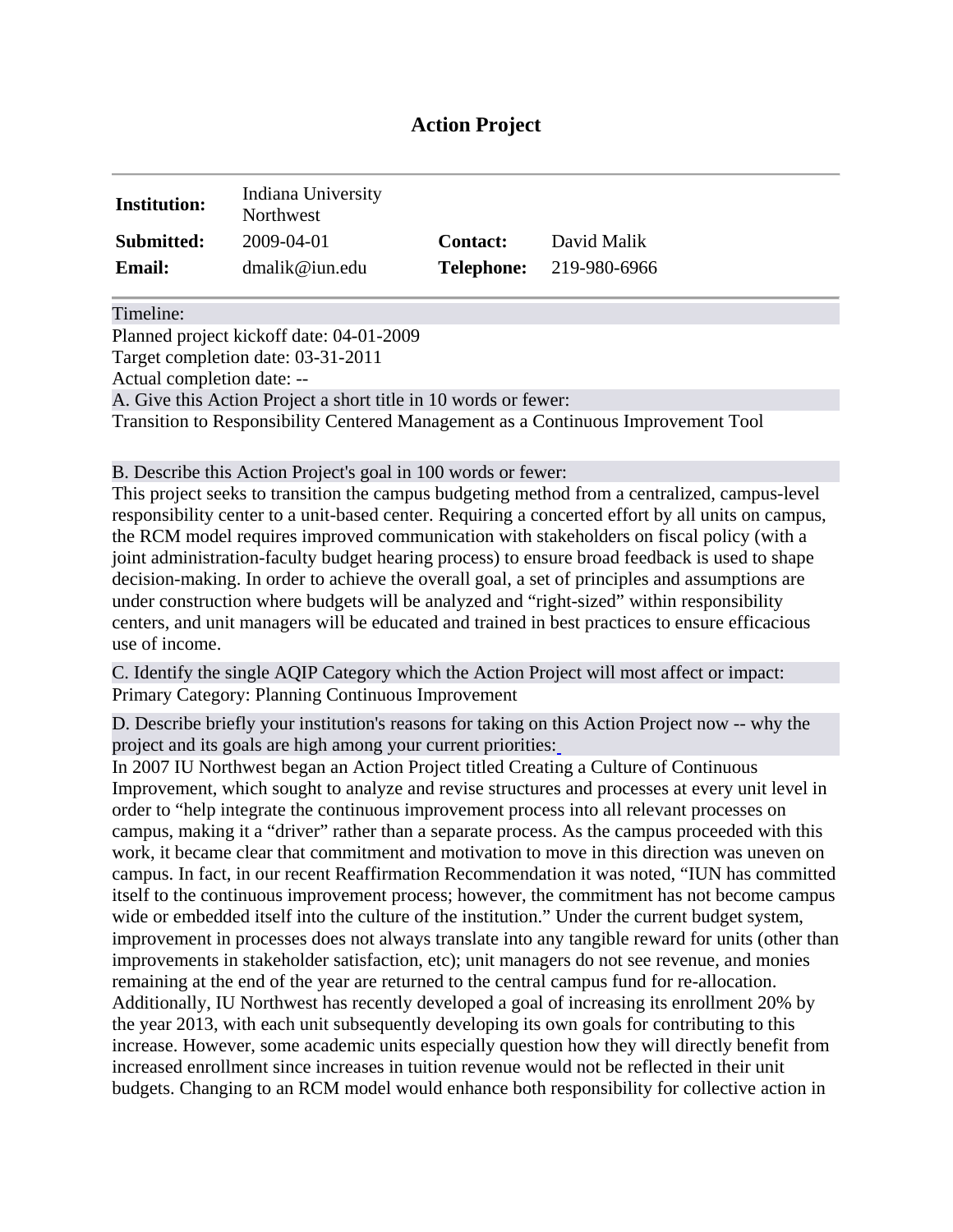# Action Project

| **Institution:** | Indiana University Northwest | | |
|---|---|---|---|
| **Submitted:** | 2009-04-01 | **Contact:** | David Malik |
| **Email:** | dmalik@iun.edu | **Telephone:** | 219-980-6966 |

Timeline:

Planned project kickoff date: 04-01-2009

Target completion date: 03-31-2011

Actual completion date: --

A. Give this Action Project a short title in 10 words or fewer:

Transition to Responsibility Centered Management as a Continuous Improvement Tool

B. Describe this Action Project's goal in 100 words or fewer:

This project seeks to transition the campus budgeting method from a centralized, campus-level responsibility center to a unit-based center. Requiring a concerted effort by all units on campus, the RCM model requires improved communication with stakeholders on fiscal policy (with a joint administration-faculty budget hearing process) to ensure broad feedback is used to shape decision-making. In order to achieve the overall goal, a set of principles and assumptions are under construction where budgets will be analyzed and "right-sized" within responsibility centers, and unit managers will be educated and trained in best practices to ensure efficacious use of income.

C. Identify the single AQIP Category which the Action Project will most affect or impact:

Primary Category: Planning Continuous Improvement

D. Describe briefly your institution's reasons for taking on this Action Project now -- why the project and its goals are high among your current priorities:

In 2007 IU Northwest began an Action Project titled Creating a Culture of Continuous Improvement, which sought to analyze and revise structures and processes at every unit level in order to "help integrate the continuous improvement process into all relevant processes on campus, making it a "driver" rather than a separate process. As the campus proceeded with this work, it became clear that commitment and motivation to move in this direction was uneven on campus. In fact, in our recent Reaffirmation Recommendation it was noted, "IUN has committed itself to the continuous improvement process; however, the commitment has not become campus wide or embedded itself into the culture of the institution." Under the current budget system, improvement in processes does not always translate into any tangible reward for units (other than improvements in stakeholder satisfaction, etc); unit managers do not see revenue, and monies remaining at the end of the year are returned to the central campus fund for re-allocation. Additionally, IU Northwest has recently developed a goal of increasing its enrollment 20% by the year 2013, with each unit subsequently developing its own goals for contributing to this increase. However, some academic units especially question how they will directly benefit from increased enrollment since increases in tuition revenue would not be reflected in their unit budgets. Changing to an RCM model would enhance both responsibility for collective action in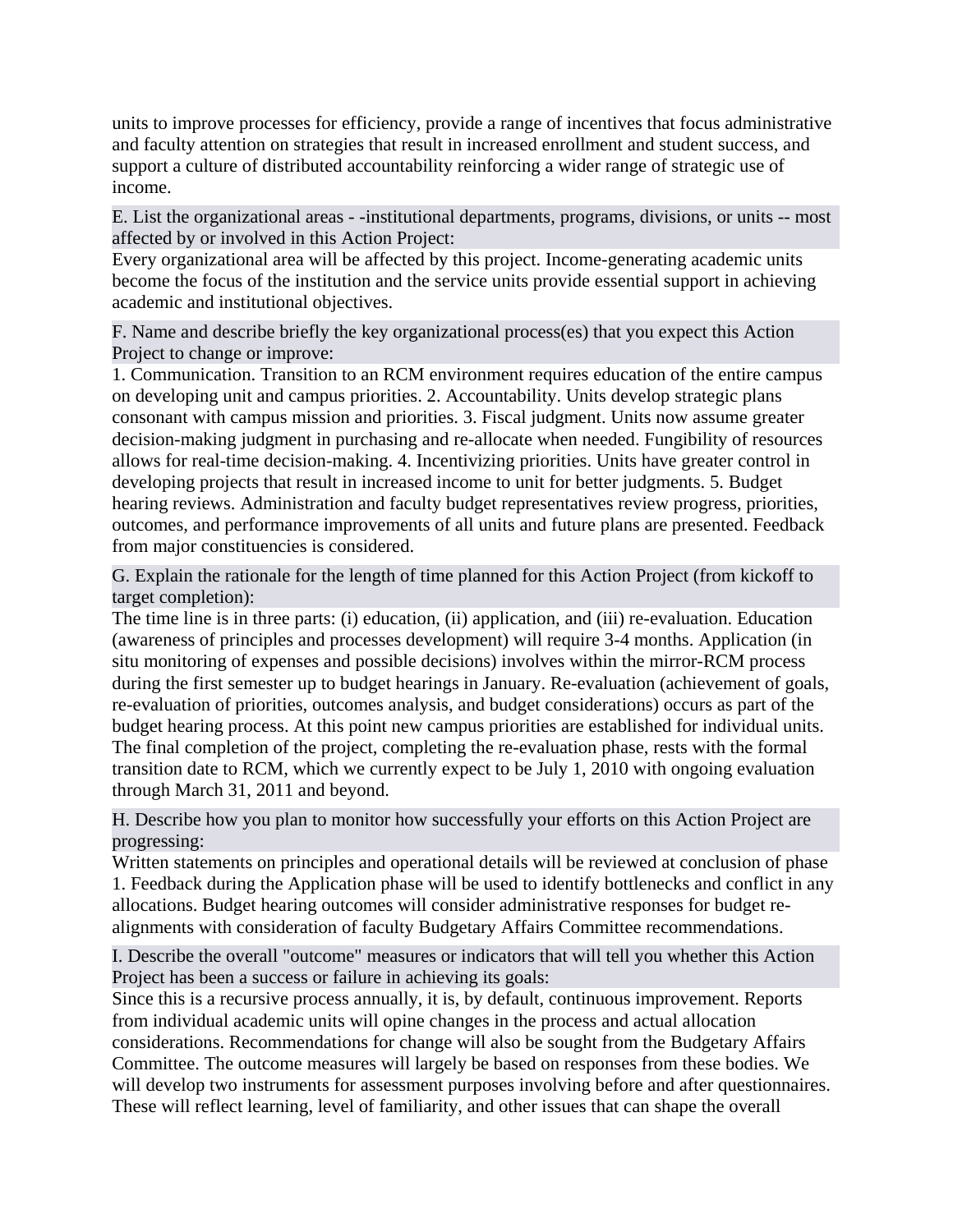units to improve processes for efficiency, provide a range of incentives that focus administrative and faculty attention on strategies that result in increased enrollment and student success, and support a culture of distributed accountability reinforcing a wider range of strategic use of income.

**E. List the organizational areas - -institutional departments, programs, divisions, or units -- most affected by or involved in this Action Project:**

Every organizational area will be affected by this project. Income-generating academic units become the focus of the institution and the service units provide essential support in achieving academic and institutional objectives.

**F. Name and describe briefly the key organizational process(es) that you expect this Action Project to change or improve:**

1. Communication. Transition to an RCM environment requires education of the entire campus on developing unit and campus priorities. 2. Accountability. Units develop strategic plans consonant with campus mission and priorities. 3. Fiscal judgment. Units now assume greater decision-making judgment in purchasing and re-allocate when needed. Fungibility of resources allows for real-time decision-making. 4. Incentivizing priorities. Units have greater control in developing projects that result in increased income to unit for better judgments. 5. Budget hearing reviews. Administration and faculty budget representatives review progress, priorities, outcomes, and performance improvements of all units and future plans are presented. Feedback from major constituencies is considered.

**G. Explain the rationale for the length of time planned for this Action Project (from kickoff to target completion):**

The time line is in three parts: (i) education, (ii) application, and (iii) re-evaluation. Education (awareness of principles and processes development) will require 3-4 months. Application (in situ monitoring of expenses and possible decisions) involves within the mirror-RCM process during the first semester up to budget hearings in January. Re-evaluation (achievement of goals, re-evaluation of priorities, outcomes analysis, and budget considerations) occurs as part of the budget hearing process. At this point new campus priorities are established for individual units. The final completion of the project, completing the re-evaluation phase, rests with the formal transition date to RCM, which we currently expect to be July 1, 2010 with ongoing evaluation through March 31, 2011 and beyond.

**H. Describe how you plan to monitor how successfully your efforts on this Action Project are progressing:**

Written statements on principles and operational details will be reviewed at conclusion of phase 1. Feedback during the Application phase will be used to identify bottlenecks and conflict in any allocations. Budget hearing outcomes will consider administrative responses for budget re-alignments with consideration of faculty Budgetary Affairs Committee recommendations.

**I. Describe the overall "outcome" measures or indicators that will tell you whether this Action Project has been a success or failure in achieving its goals:**

Since this is a recursive process annually, it is, by default, continuous improvement. Reports from individual academic units will opine changes in the process and actual allocation considerations. Recommendations for change will also be sought from the Budgetary Affairs Committee. The outcome measures will largely be based on responses from these bodies. We will develop two instruments for assessment purposes involving before and after questionnaires. These will reflect learning, level of familiarity, and other issues that can shape the overall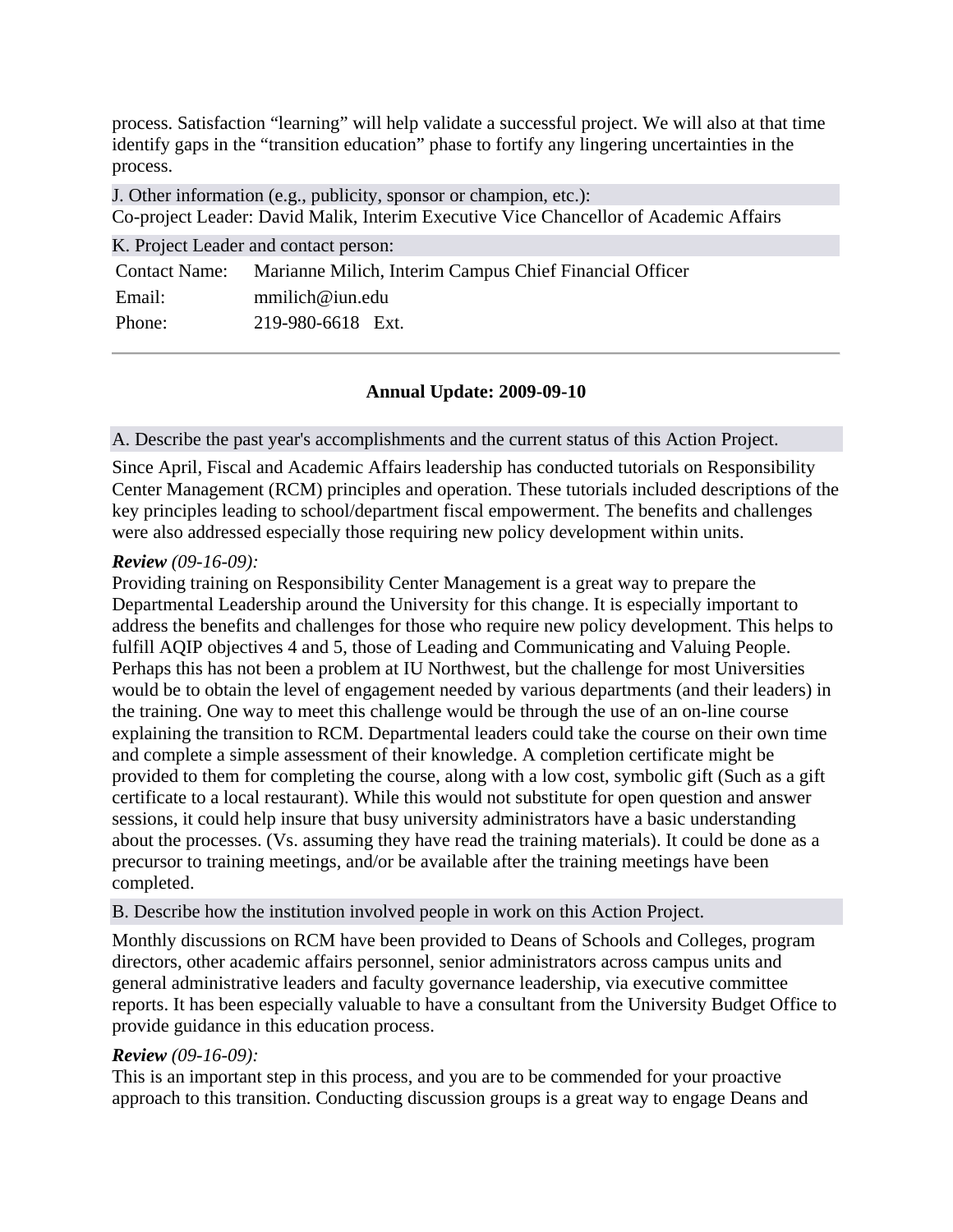process. Satisfaction "learning" will help validate a successful project. We will also at that time identify gaps in the "transition education" phase to fortify any lingering uncertainties in the process.

J. Other information (e.g., publicity, sponsor or champion, etc.):

Co-project Leader: David Malik, Interim Executive Vice Chancellor of Academic Affairs

K. Project Leader and contact person:

| | |
|---|---|
| Contact Name: | Marianne Milich, Interim Campus Chief Financial Officer |
| Email: | mmilich@iun.edu |
| Phone: | 219-980-6618 Ext. |

---

### Annual Update: 2009-09-10

A. Describe the past year's accomplishments and the current status of this Action Project.

Since April, Fiscal and Academic Affairs leadership has conducted tutorials on Responsibility Center Management (RCM) principles and operation. These tutorials included descriptions of the key principles leading to school/department fiscal empowerment. The benefits and challenges were also addressed especially those requiring new policy development within units.

***Review*** *(09-16-09):*

Providing training on Responsibility Center Management is a great way to prepare the Departmental Leadership around the University for this change. It is especially important to address the benefits and challenges for those who require new policy development. This helps to fulfill AQIP objectives 4 and 5, those of Leading and Communicating and Valuing People. Perhaps this has not been a problem at IU Northwest, but the challenge for most Universities would be to obtain the level of engagement needed by various departments (and their leaders) in the training. One way to meet this challenge would be through the use of an on-line course explaining the transition to RCM. Departmental leaders could take the course on their own time and complete a simple assessment of their knowledge. A completion certificate might be provided to them for completing the course, along with a low cost, symbolic gift (Such as a gift certificate to a local restaurant). While this would not substitute for open question and answer sessions, it could help insure that busy university administrators have a basic understanding about the processes. (Vs. assuming they have read the training materials). It could be done as a precursor to training meetings, and/or be available after the training meetings have been completed.

B. Describe how the institution involved people in work on this Action Project.

Monthly discussions on RCM have been provided to Deans of Schools and Colleges, program directors, other academic affairs personnel, senior administrators across campus units and general administrative leaders and faculty governance leadership, via executive committee reports. It has been especially valuable to have a consultant from the University Budget Office to provide guidance in this education process.

***Review*** *(09-16-09):*

This is an important step in this process, and you are to be commended for your proactive approach to this transition. Conducting discussion groups is a great way to engage Deans and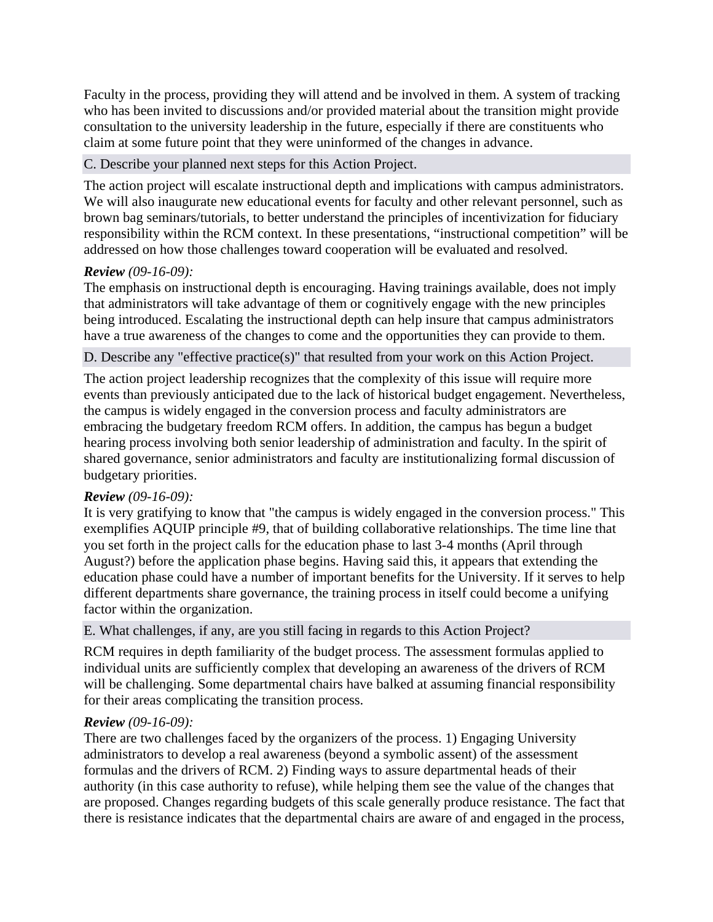Faculty in the process, providing they will attend and be involved in them. A system of tracking who has been invited to discussions and/or provided material about the transition might provide consultation to the university leadership in the future, especially if there are constituents who claim at some future point that they were uninformed of the changes in advance.

### C. Describe your planned next steps for this Action Project.

The action project will escalate instructional depth and implications with campus administrators. We will also inaugurate new educational events for faculty and other relevant personnel, such as brown bag seminars/tutorials, to better understand the principles of incentivization for fiduciary responsibility within the RCM context. In these presentations, "instructional competition" will be addressed on how those challenges toward cooperation will be evaluated and resolved.

***Review*** *(09-16-09):*
The emphasis on instructional depth is encouraging. Having trainings available, does not imply that administrators will take advantage of them or cognitively engage with the new principles being introduced. Escalating the instructional depth can help insure that campus administrators have a true awareness of the changes to come and the opportunities they can provide to them.

### D. Describe any "effective practice(s)" that resulted from your work on this Action Project.

The action project leadership recognizes that the complexity of this issue will require more events than previously anticipated due to the lack of historical budget engagement. Nevertheless, the campus is widely engaged in the conversion process and faculty administrators are embracing the budgetary freedom RCM offers. In addition, the campus has begun a budget hearing process involving both senior leadership of administration and faculty. In the spirit of shared governance, senior administrators and faculty are institutionalizing formal discussion of budgetary priorities.

***Review*** *(09-16-09):*
It is very gratifying to know that "the campus is widely engaged in the conversion process." This exemplifies AQUIP principle #9, that of building collaborative relationships. The time line that you set forth in the project calls for the education phase to last 3-4 months (April through August?) before the application phase begins. Having said this, it appears that extending the education phase could have a number of important benefits for the University. If it serves to help different departments share governance, the training process in itself could become a unifying factor within the organization.

### E. What challenges, if any, are you still facing in regards to this Action Project?

RCM requires in depth familiarity of the budget process. The assessment formulas applied to individual units are sufficiently complex that developing an awareness of the drivers of RCM will be challenging. Some departmental chairs have balked at assuming financial responsibility for their areas complicating the transition process.

***Review*** *(09-16-09):*
There are two challenges faced by the organizers of the process. 1) Engaging University administrators to develop a real awareness (beyond a symbolic assent) of the assessment formulas and the drivers of RCM. 2) Finding ways to assure departmental heads of their authority (in this case authority to refuse), while helping them see the value of the changes that are proposed. Changes regarding budgets of this scale generally produce resistance. The fact that there is resistance indicates that the departmental chairs are aware of and engaged in the process,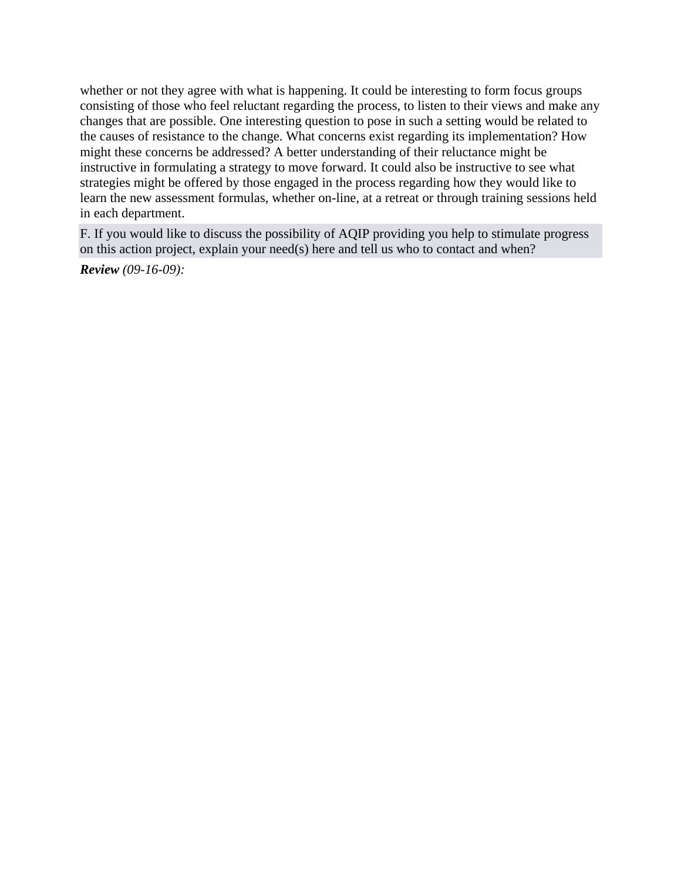whether or not they agree with what is happening. It could be interesting to form focus groups consisting of those who feel reluctant regarding the process, to listen to their views and make any changes that are possible. One interesting question to pose in such a setting would be related to the causes of resistance to the change. What concerns exist regarding its implementation? How might these concerns be addressed? A better understanding of their reluctance might be instructive in formulating a strategy to move forward. It could also be instructive to see what strategies might be offered by those engaged in the process regarding how they would like to learn the new assessment formulas, whether on-line, at a retreat or through training sessions held in each department.

F. If you would like to discuss the possibility of AQIP providing you help to stimulate progress on this action project, explain your need(s) here and tell us who to contact and when?

***Review*** *(09-16-09):*